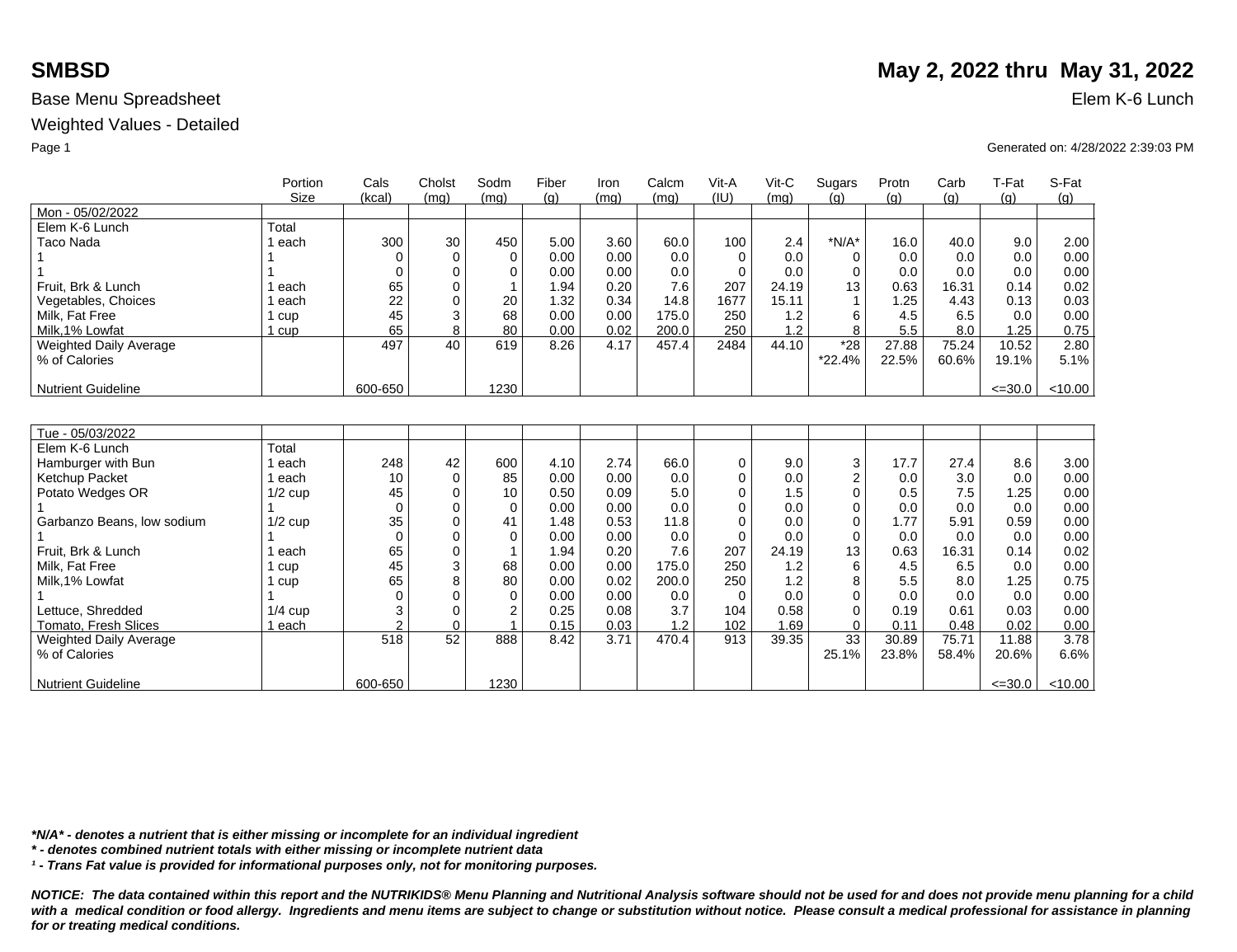# SMBSD

## May 2, 2022 thru May 31, 2022

Base Menu Spreadsheet

Elem K-6 Lunch

Weighted Values - Detailed

Generated on: 4/28/2022 2:39:03 PM

| | Portion Size | Cals (kcal) | Cholst (mg) | Sodm (mg) | Fiber (g) | Iron (mg) | Calcm (mg) | Vit-A (IU) | Vit-C (mg) | Sugars (g) | Protn (g) | Carb (g) | T-Fat (g) | S-Fat (g) |
|---|---|---|---|---|---|---|---|---|---|---|---|---|---|---|
| Mon - 05/02/2022 | | | | | | | | | | | | | | |
| Elem K-6 Lunch | Total | | | | | | | | | | | | | |
| Taco Nada | 1 each | 300 | 30 | 450 | 5.00 | 3.60 | 60.0 | 100 | 2.4 | *N/A* | 16.0 | 40.0 | 9.0 | 2.00 |
| 1 | 1 | 0 | 0 | 0 | 0.00 | 0.00 | 0.0 | 0 | 0.0 | 0 | 0.0 | 0.0 | 0.0 | 0.00 |
| 1 | 1 | 0 | 0 | 0 | 0.00 | 0.00 | 0.0 | 0 | 0.0 | 0 | 0.0 | 0.0 | 0.0 | 0.00 |
| Fruit, Brk & Lunch | 1 each | 65 | 0 | 1 | 1.94 | 0.20 | 7.6 | 207 | 24.19 | 13 | 0.63 | 16.31 | 0.14 | 0.02 |
| Vegetables, Choices | 1 each | 22 | 0 | 20 | 1.32 | 0.34 | 14.8 | 1677 | 15.11 | 1 | 1.25 | 4.43 | 0.13 | 0.03 |
| Milk, Fat Free | 1 cup | 45 | 3 | 68 | 0.00 | 0.00 | 175.0 | 250 | 1.2 | 6 | 4.5 | 6.5 | 0.0 | 0.00 |
| Milk,1% Lowfat | 1 cup | 65 | 8 | 80 | 0.00 | 0.02 | 200.0 | 250 | 1.2 | 8 | 5.5 | 8.0 | 1.25 | 0.75 |
| Weighted Daily Average | | 497 | 40 | 619 | 8.26 | 4.17 | 457.4 | 2484 | 44.10 | *28 | 27.88 | 75.24 | 10.52 | 2.80 |
| % of Calories | | | | | | | | | | *22.4% | 22.5% | 60.6% | 19.1% | 5.1% |
| Nutrient Guideline | | 600-650 | | 1230 | | | | | | | | | <=30.0 | <10.00 |

| | Portion Size | Cals (kcal) | Cholst (mg) | Sodm (mg) | Fiber (g) | Iron (mg) | Calcm (mg) | Vit-A (IU) | Vit-C (mg) | Sugars (g) | Protn (g) | Carb (g) | T-Fat (g) | S-Fat (g) |
|---|---|---|---|---|---|---|---|---|---|---|---|---|---|---|
| Tue - 05/03/2022 | | | | | | | | | | | | | | |
| Elem K-6 Lunch | Total | | | | | | | | | | | | | |
| Hamburger with Bun | 1 each | 248 | 42 | 600 | 4.10 | 2.74 | 66.0 | 0 | 9.0 | 3 | 17.7 | 27.4 | 8.6 | 3.00 |
| Ketchup Packet | 1 each | 10 | 0 | 85 | 0.00 | 0.00 | 0.0 | 0 | 0.0 | 2 | 0.0 | 3.0 | 0.0 | 0.00 |
| Potato Wedges OR | 1/2 cup | 45 | 0 | 10 | 0.50 | 0.09 | 5.0 | 0 | 1.5 | 0 | 0.5 | 7.5 | 1.25 | 0.00 |
| 1 | 1 | 0 | 0 | 0 | 0.00 | 0.00 | 0.0 | 0 | 0.0 | 0 | 0.0 | 0.0 | 0.0 | 0.00 |
| Garbanzo Beans, low sodium | 1/2 cup | 35 | 0 | 41 | 1.48 | 0.53 | 11.8 | 0 | 0.0 | 0 | 1.77 | 5.91 | 0.59 | 0.00 |
| 1 | 1 | 0 | 0 | 0 | 0.00 | 0.00 | 0.0 | 0 | 0.0 | 0 | 0.0 | 0.0 | 0.0 | 0.00 |
| Fruit, Brk & Lunch | 1 each | 65 | 0 | 1 | 1.94 | 0.20 | 7.6 | 207 | 24.19 | 13 | 0.63 | 16.31 | 0.14 | 0.02 |
| Milk, Fat Free | 1 cup | 45 | 3 | 68 | 0.00 | 0.00 | 175.0 | 250 | 1.2 | 6 | 4.5 | 6.5 | 0.0 | 0.00 |
| Milk,1% Lowfat | 1 cup | 65 | 8 | 80 | 0.00 | 0.02 | 200.0 | 250 | 1.2 | 8 | 5.5 | 8.0 | 1.25 | 0.75 |
| 1 | 1 | 0 | 0 | 0 | 0.00 | 0.00 | 0.0 | 0 | 0.0 | 0 | 0.0 | 0.0 | 0.0 | 0.00 |
| Lettuce, Shredded | 1/4 cup | 3 | 0 | 2 | 0.25 | 0.08 | 3.7 | 104 | 0.58 | 0 | 0.19 | 0.61 | 0.03 | 0.00 |
| Tomato, Fresh Slices | 1 each | 2 | 0 | 1 | 0.15 | 0.03 | 1.2 | 102 | 1.69 | 0 | 0.11 | 0.48 | 0.02 | 0.00 |
| Weighted Daily Average | | 518 | 52 | 888 | 8.42 | 3.71 | 470.4 | 913 | 39.35 | 33 | 30.89 | 75.71 | 11.88 | 3.78 |
| % of Calories | | | | | | | | | | 25.1% | 23.8% | 58.4% | 20.6% | 6.6% |
| Nutrient Guideline | | 600-650 | | 1230 | | | | | | | | | <=30.0 | <10.00 |

***N/A* - denotes a nutrient that is either missing or incomplete for an individual ingredient***

*** - denotes combined nutrient totals with either missing or incomplete nutrient data***

***¹ - Trans Fat value is provided for informational purposes only, not for monitoring purposes.***

***NOTICE: The data contained within this report and the NUTRIKIDS® Menu Planning and Nutritional Analysis software should not be used for and does not provide menu planning for a child with a medical condition or food allergy. Ingredients and menu items are subject to change or substitution without notice. Please consult a medical professional for assistance in planning for or treating medical conditions.***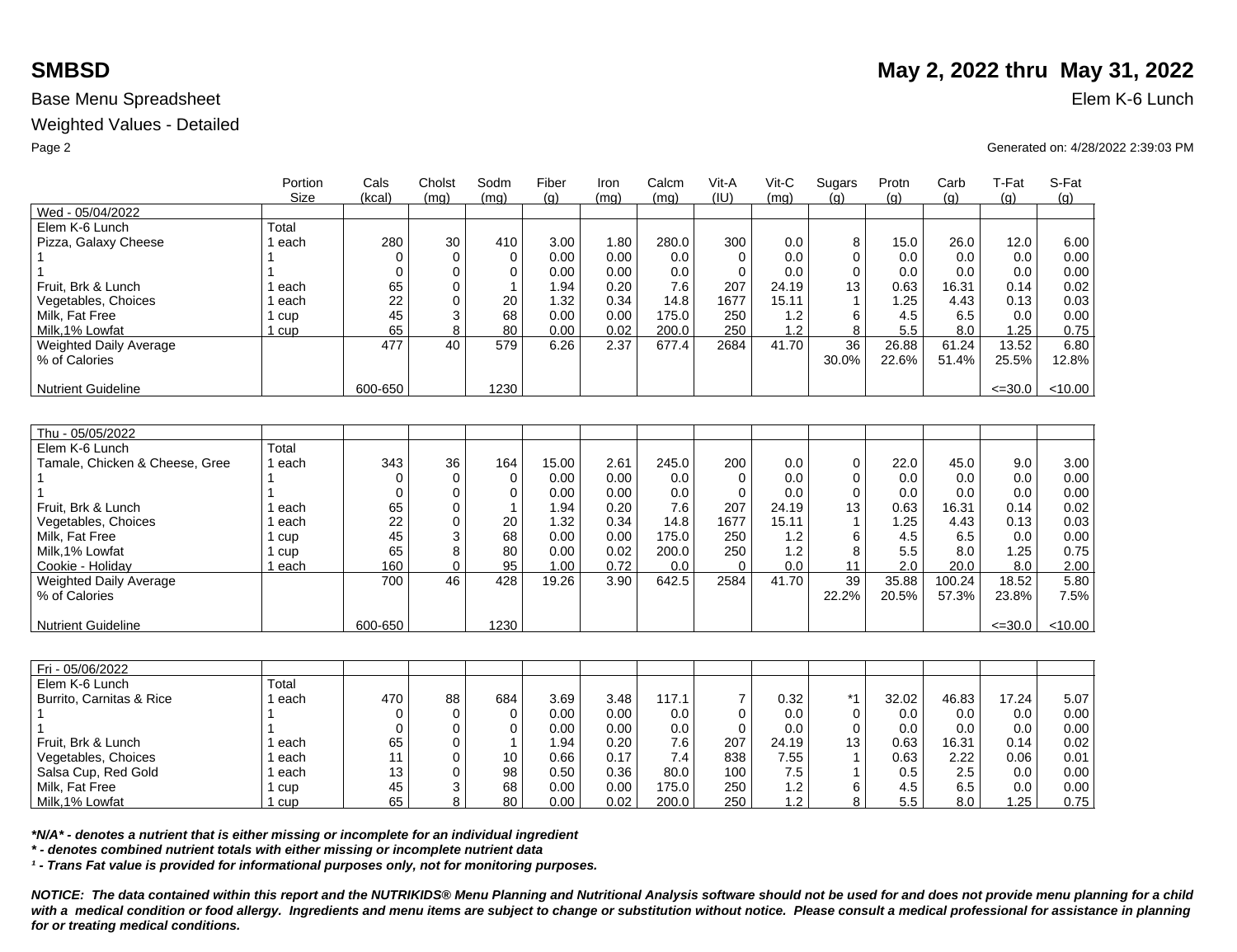# SMBSD

**May 2, 2022 thru May 31, 2022**

Base Menu Spreadsheet

Elem K-6 Lunch

Weighted Values - Detailed

Generated on: 4/28/2022 2:39:03 PM

| | Portion Size | Cals (kcal) | Cholst (mg) | Sodm (mg) | Fiber (g) | Iron (mg) | Calcm (mg) | Vit-A (IU) | Vit-C (mg) | Sugars (g) | Protn (g) | Carb (g) | T-Fat (g) | S-Fat (g) |
|---|---|---|---|---|---|---|---|---|---|---|---|---|---|---|
| Wed - 05/04/2022 | | | | | | | | | | | | | | |
| Elem K-6 Lunch | Total | | | | | | | | | | | | | |
| Pizza, Galaxy Cheese | 1 each | 280 | 30 | 410 | 3.00 | 1.80 | 280.0 | 300 | 0.0 | 8 | 15.0 | 26.0 | 12.0 | 6.00 |
| 1 | 1 | 0 | 0 | 0 | 0.00 | 0.00 | 0.0 | 0 | 0.0 | 0 | 0.0 | 0.0 | 0.0 | 0.00 |
| 1 | 1 | 0 | 0 | 0 | 0.00 | 0.00 | 0.0 | 0 | 0.0 | 0 | 0.0 | 0.0 | 0.0 | 0.00 |
| Fruit, Brk & Lunch | 1 each | 65 | 0 | 1 | 1.94 | 0.20 | 7.6 | 207 | 24.19 | 13 | 0.63 | 16.31 | 0.14 | 0.02 |
| Vegetables, Choices | 1 each | 22 | 0 | 20 | 1.32 | 0.34 | 14.8 | 1677 | 15.11 | 1 | 1.25 | 4.43 | 0.13 | 0.03 |
| Milk, Fat Free | 1 cup | 45 | 3 | 68 | 0.00 | 0.00 | 175.0 | 250 | 1.2 | 6 | 4.5 | 6.5 | 0.0 | 0.00 |
| Milk,1% Lowfat | 1 cup | 65 | 8 | 80 | 0.00 | 0.02 | 200.0 | 250 | 1.2 | 8 | 5.5 | 8.0 | 1.25 | 0.75 |
| Weighted Daily Average | | 477 | 40 | 579 | 6.26 | 2.37 | 677.4 | 2684 | 41.70 | 36 | 26.88 | 61.24 | 13.52 | 6.80 |
| % of Calories | | | | | | | | | | 30.0% | 22.6% | 51.4% | 25.5% | 12.8% |
| Nutrient Guideline | | 600-650 | | 1230 | | | | | | | | | <=30.0 | <10.00 |
| Thu - 05/05/2022 | | | | | | | | | | | | | | |
| Elem K-6 Lunch | Total | | | | | | | | | | | | | |
| Tamale, Chicken & Cheese, Gree | 1 each | 343 | 36 | 164 | 15.00 | 2.61 | 245.0 | 200 | 0.0 | 0 | 22.0 | 45.0 | 9.0 | 3.00 |
| 1 | 1 | 0 | 0 | 0 | 0.00 | 0.00 | 0.0 | 0 | 0.0 | 0 | 0.0 | 0.0 | 0.0 | 0.00 |
| 1 | 1 | 0 | 0 | 0 | 0.00 | 0.00 | 0.0 | 0 | 0.0 | 0 | 0.0 | 0.0 | 0.0 | 0.00 |
| Fruit, Brk & Lunch | 1 each | 65 | 0 | 1 | 1.94 | 0.20 | 7.6 | 207 | 24.19 | 13 | 0.63 | 16.31 | 0.14 | 0.02 |
| Vegetables, Choices | 1 each | 22 | 0 | 20 | 1.32 | 0.34 | 14.8 | 1677 | 15.11 | 1 | 1.25 | 4.43 | 0.13 | 0.03 |
| Milk, Fat Free | 1 cup | 45 | 3 | 68 | 0.00 | 0.00 | 175.0 | 250 | 1.2 | 6 | 4.5 | 6.5 | 0.0 | 0.00 |
| Milk,1% Lowfat | 1 cup | 65 | 8 | 80 | 0.00 | 0.02 | 200.0 | 250 | 1.2 | 8 | 5.5 | 8.0 | 1.25 | 0.75 |
| Cookie - Holiday | 1 each | 160 | 0 | 95 | 1.00 | 0.72 | 0.0 | 0 | 0.0 | 11 | 2.0 | 20.0 | 8.0 | 2.00 |
| Weighted Daily Average | | 700 | 46 | 428 | 19.26 | 3.90 | 642.5 | 2584 | 41.70 | 39 | 35.88 | 100.24 | 18.52 | 5.80 |
| % of Calories | | | | | | | | | | 22.2% | 20.5% | 57.3% | 23.8% | 7.5% |
| Nutrient Guideline | | 600-650 | | 1230 | | | | | | | | | <=30.0 | <10.00 |
| Fri - 05/06/2022 | | | | | | | | | | | | | | |
| Elem K-6 Lunch | Total | | | | | | | | | | | | | |
| Burrito, Carnitas & Rice | 1 each | 470 | 88 | 684 | 3.69 | 3.48 | 117.1 | 7 | 0.32 | *1 | 32.02 | 46.83 | 17.24 | 5.07 |
| 1 | 1 | 0 | 0 | 0 | 0.00 | 0.00 | 0.0 | 0 | 0.0 | 0 | 0.0 | 0.0 | 0.0 | 0.00 |
| 1 | 1 | 0 | 0 | 0 | 0.00 | 0.00 | 0.0 | 0 | 0.0 | 0 | 0.0 | 0.0 | 0.0 | 0.00 |
| Fruit, Brk & Lunch | 1 each | 65 | 0 | 1 | 1.94 | 0.20 | 7.6 | 207 | 24.19 | 13 | 0.63 | 16.31 | 0.14 | 0.02 |
| Vegetables, Choices | 1 each | 11 | 0 | 10 | 0.66 | 0.17 | 7.4 | 838 | 7.55 | 1 | 0.63 | 2.22 | 0.06 | 0.01 |
| Salsa Cup, Red Gold | 1 each | 13 | 0 | 98 | 0.50 | 0.36 | 80.0 | 100 | 7.5 | 1 | 0.5 | 2.5 | 0.0 | 0.00 |
| Milk, Fat Free | 1 cup | 45 | 3 | 68 | 0.00 | 0.00 | 175.0 | 250 | 1.2 | 6 | 4.5 | 6.5 | 0.0 | 0.00 |
| Milk,1% Lowfat | 1 cup | 65 | 8 | 80 | 0.00 | 0.02 | 200.0 | 250 | 1.2 | 8 | 5.5 | 8.0 | 1.25 | 0.75 |

***N/A* - denotes a nutrient that is either missing or incomplete for an individual ingredient**

*** - denotes combined nutrient totals with either missing or incomplete nutrient data**

***¹ - Trans Fat value is provided for informational purposes only, not for monitoring purposes.***

***NOTICE: The data contained within this report and the NUTRIKIDS® Menu Planning and Nutritional Analysis software should not be used for and does not provide menu planning for a child with a medical condition or food allergy. Ingredients and menu items are subject to change or substitution without notice. Please consult a medical professional for assistance in planning for or treating medical conditions.***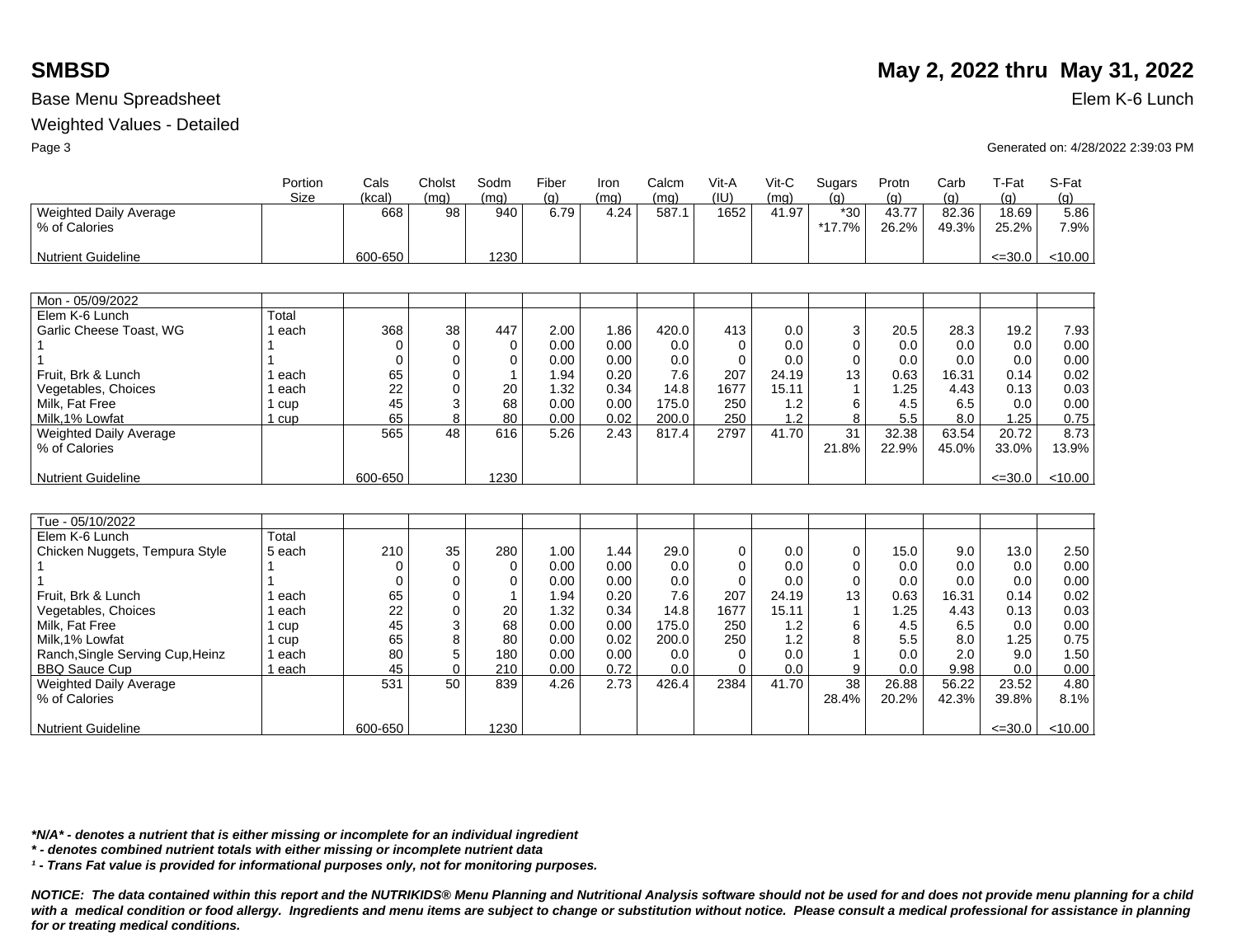**SMBSD** **May 2, 2022 thru May 31, 2022**

Base Menu Spreadsheet Elem K-6 Lunch

Weighted Values - Detailed

Generated on: 4/28/2022 2:39:03 PM

| | Portion Size | Cals (kcal) | Cholst (mg) | Sodm (mg) | Fiber (g) | Iron (mg) | Calcm (mg) | Vit-A (IU) | Vit-C (mg) | Sugars (g) | Protn (g) | Carb (g) | T-Fat (g) | S-Fat (g) |
|---|---|---|---|---|---|---|---|---|---|---|---|---|---|---|
| Weighted Daily Average | | 668 | 98 | 940 | 6.79 | 4.24 | 587.1 | 1652 | 41.97 | *30 | 43.77 | 82.36 | 18.69 | 5.86 |
| % of Calories | | | | | | | | | | *17.7% | 26.2% | 49.3% | 25.2% | 7.9% |
| Nutrient Guideline | | 600-650 | | 1230 | | | | | | | | | <=30.0 | <10.00 |

| Mon - 05/09/2022 | Portion Size | Cals (kcal) | Cholst (mg) | Sodm (mg) | Fiber (g) | Iron (mg) | Calcm (mg) | Vit-A (IU) | Vit-C (mg) | Sugars (g) | Protn (g) | Carb (g) | T-Fat (g) | S-Fat (g) |
|---|---|---|---|---|---|---|---|---|---|---|---|---|---|---|
| Elem K-6 Lunch | Total | | | | | | | | | | | | | |
| Garlic Cheese Toast, WG | 1 each | 368 | 38 | 447 | 2.00 | 1.86 | 420.0 | 413 | 0.0 | 3 | 20.5 | 28.3 | 19.2 | 7.93 |
| 1 | 1 | 0 | 0 | 0 | 0.00 | 0.00 | 0.0 | 0 | 0.0 | 0 | 0.0 | 0.0 | 0.0 | 0.00 |
| 1 | 1 | 0 | 0 | 0 | 0.00 | 0.00 | 0.0 | 0 | 0.0 | 0 | 0.0 | 0.0 | 0.0 | 0.00 |
| Fruit, Brk & Lunch | 1 each | 65 | 0 | 1 | 1.94 | 0.20 | 7.6 | 207 | 24.19 | 13 | 0.63 | 16.31 | 0.14 | 0.02 |
| Vegetables, Choices | 1 each | 22 | 0 | 20 | 1.32 | 0.34 | 14.8 | 1677 | 15.11 | 1 | 1.25 | 4.43 | 0.13 | 0.03 |
| Milk, Fat Free | 1 cup | 45 | 3 | 68 | 0.00 | 0.00 | 175.0 | 250 | 1.2 | 6 | 4.5 | 6.5 | 0.0 | 0.00 |
| Milk,1% Lowfat | 1 cup | 65 | 8 | 80 | 0.00 | 0.02 | 200.0 | 250 | 1.2 | 8 | 5.5 | 8.0 | 1.25 | 0.75 |
| Weighted Daily Average | | 565 | 48 | 616 | 5.26 | 2.43 | 817.4 | 2797 | 41.70 | 31 | 32.38 | 63.54 | 20.72 | 8.73 |
| % of Calories | | | | | | | | | | 21.8% | 22.9% | 45.0% | 33.0% | 13.9% |
| Nutrient Guideline | | 600-650 | | 1230 | | | | | | | | | <=30.0 | <10.00 |

| Tue - 05/10/2022 | Portion Size | Cals (kcal) | Cholst (mg) | Sodm (mg) | Fiber (g) | Iron (mg) | Calcm (mg) | Vit-A (IU) | Vit-C (mg) | Sugars (g) | Protn (g) | Carb (g) | T-Fat (g) | S-Fat (g) |
|---|---|---|---|---|---|---|---|---|---|---|---|---|---|---|
| Elem K-6 Lunch | Total | | | | | | | | | | | | | |
| Chicken Nuggets, Tempura Style | 5 each | 210 | 35 | 280 | 1.00 | 1.44 | 29.0 | 0 | 0.0 | 0 | 15.0 | 9.0 | 13.0 | 2.50 |
| 1 | 1 | 0 | 0 | 0 | 0.00 | 0.00 | 0.0 | 0 | 0.0 | 0 | 0.0 | 0.0 | 0.0 | 0.00 |
| 1 | 1 | 0 | 0 | 0 | 0.00 | 0.00 | 0.0 | 0 | 0.0 | 0 | 0.0 | 0.0 | 0.0 | 0.00 |
| Fruit, Brk & Lunch | 1 each | 65 | 0 | 1 | 1.94 | 0.20 | 7.6 | 207 | 24.19 | 13 | 0.63 | 16.31 | 0.14 | 0.02 |
| Vegetables, Choices | 1 each | 22 | 0 | 20 | 1.32 | 0.34 | 14.8 | 1677 | 15.11 | 1 | 1.25 | 4.43 | 0.13 | 0.03 |
| Milk, Fat Free | 1 cup | 45 | 3 | 68 | 0.00 | 0.00 | 175.0 | 250 | 1.2 | 6 | 4.5 | 6.5 | 0.0 | 0.00 |
| Milk,1% Lowfat | 1 cup | 65 | 8 | 80 | 0.00 | 0.02 | 200.0 | 250 | 1.2 | 8 | 5.5 | 8.0 | 1.25 | 0.75 |
| Ranch,Single Serving Cup,Heinz | 1 each | 80 | 5 | 180 | 0.00 | 0.00 | 0.0 | 0 | 0.0 | 1 | 0.0 | 2.0 | 9.0 | 1.50 |
| BBQ Sauce Cup | 1 each | 45 | 0 | 210 | 0.00 | 0.72 | 0.0 | 0 | 0.0 | 9 | 0.0 | 9.98 | 0.0 | 0.00 |
| Weighted Daily Average | | 531 | 50 | 839 | 4.26 | 2.73 | 426.4 | 2384 | 41.70 | 38 | 26.88 | 56.22 | 23.52 | 4.80 |
| % of Calories | | | | | | | | | | 28.4% | 20.2% | 42.3% | 39.8% | 8.1% |
| Nutrient Guideline | | 600-650 | | 1230 | | | | | | | | | <=30.0 | <10.00 |

***N/A* - denotes a nutrient that is either missing or incomplete for an individual ingredient***

***\* - denotes combined nutrient totals with either missing or incomplete nutrient data***

***¹ - Trans Fat value is provided for informational purposes only, not for monitoring purposes.***

***NOTICE: The data contained within this report and the NUTRIKIDS® Menu Planning and Nutritional Analysis software should not be used for and does not provide menu planning for a child with a medical condition or food allergy. Ingredients and menu items are subject to change or substitution without notice. Please consult a medical professional for assistance in planning for or treating medical conditions.***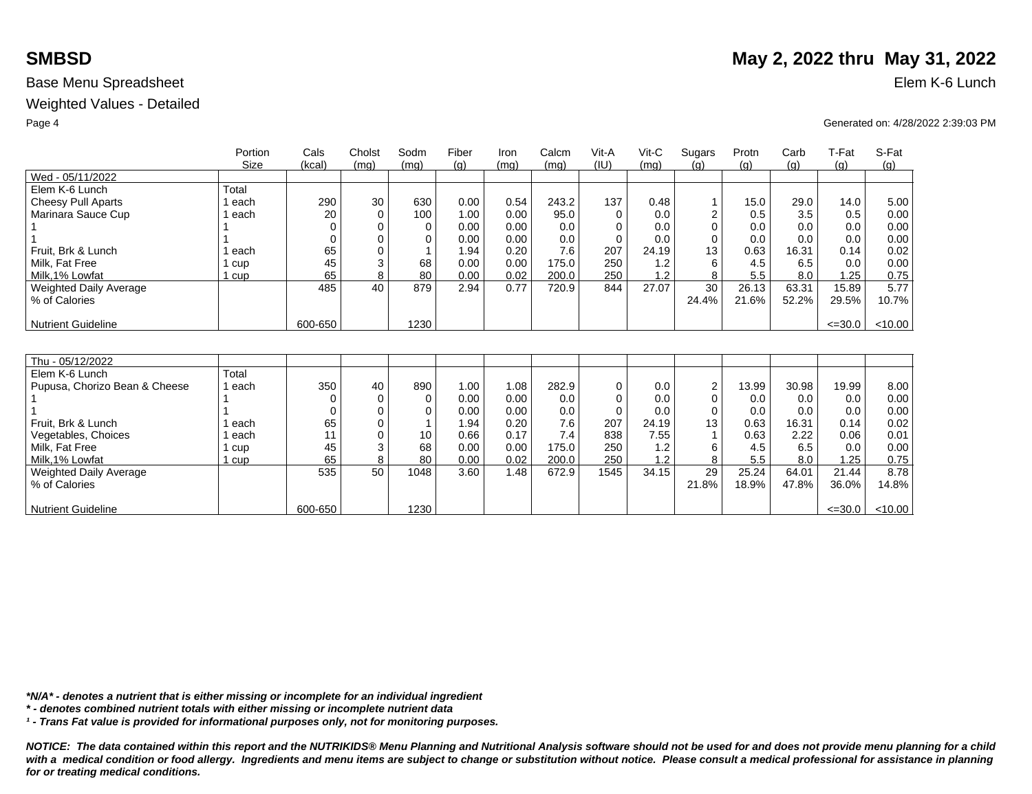# SMBSD

**May 2, 2022 thru May 31, 2022**

Base Menu Spreadsheet

Elem K-6 Lunch

Weighted Values - Detailed

Generated on: 4/28/2022 2:39:03 PM

| | Portion Size | Cals (kcal) | Cholst (mg) | Sodm (mg) | Fiber (g) | Iron (mg) | Calcm (mg) | Vit-A (IU) | Vit-C (mg) | Sugars (g) | Protn (g) | Carb (g) | T-Fat (g) | S-Fat (g) |
|---|---|---|---|---|---|---|---|---|---|---|---|---|---|---|
| Wed - 05/11/2022 | | | | | | | | | | | | | | |
| Elem K-6 Lunch | Total | | | | | | | | | | | | | |
| Cheesy Pull Aparts | 1 each | 290 | 30 | 630 | 0.00 | 0.54 | 243.2 | 137 | 0.48 | 1 | 15.0 | 29.0 | 14.0 | 5.00 |
| Marinara Sauce Cup | 1 each | 20 | 0 | 100 | 1.00 | 0.00 | 95.0 | 0 | 0.0 | 2 | 0.5 | 3.5 | 0.5 | 0.00 |
| 1 | 1 | 0 | 0 | 0 | 0.00 | 0.00 | 0.0 | 0 | 0.0 | 0 | 0.0 | 0.0 | 0.0 | 0.00 |
| 1 | 1 | 0 | 0 | 0 | 0.00 | 0.00 | 0.0 | 0 | 0.0 | 0 | 0.0 | 0.0 | 0.0 | 0.00 |
| Fruit, Brk & Lunch | 1 each | 65 | 0 | 1 | 1.94 | 0.20 | 7.6 | 207 | 24.19 | 13 | 0.63 | 16.31 | 0.14 | 0.02 |
| Milk, Fat Free | 1 cup | 45 | 3 | 68 | 0.00 | 0.00 | 175.0 | 250 | 1.2 | 6 | 4.5 | 6.5 | 0.0 | 0.00 |
| Milk,1% Lowfat | 1 cup | 65 | 8 | 80 | 0.00 | 0.02 | 200.0 | 250 | 1.2 | 8 | 5.5 | 8.0 | 1.25 | 0.75 |
| Weighted Daily Average | | 485 | 40 | 879 | 2.94 | 0.77 | 720.9 | 844 | 27.07 | 30 | 26.13 | 63.31 | 15.89 | 5.77 |
| % of Calories | | | | | | | | | | 24.4% | 21.6% | 52.2% | 29.5% | 10.7% |
| Nutrient Guideline | | 600-650 | | 1230 | | | | | | | | | <=30.0 | <10.00 |

| | Portion Size | Cals (kcal) | Cholst (mg) | Sodm (mg) | Fiber (g) | Iron (mg) | Calcm (mg) | Vit-A (IU) | Vit-C (mg) | Sugars (g) | Protn (g) | Carb (g) | T-Fat (g) | S-Fat (g) |
|---|---|---|---|---|---|---|---|---|---|---|---|---|---|---|
| Thu - 05/12/2022 | | | | | | | | | | | | | | |
| Elem K-6 Lunch | Total | | | | | | | | | | | | | |
| Pupusa, Chorizo Bean & Cheese | 1 each | 350 | 40 | 890 | 1.00 | 1.08 | 282.9 | 0 | 0.0 | 2 | 13.99 | 30.98 | 19.99 | 8.00 |
| 1 | 1 | 0 | 0 | 0 | 0.00 | 0.00 | 0.0 | 0 | 0.0 | 0 | 0.0 | 0.0 | 0.0 | 0.00 |
| 1 | 1 | 0 | 0 | 0 | 0.00 | 0.00 | 0.0 | 0 | 0.0 | 0 | 0.0 | 0.0 | 0.0 | 0.00 |
| Fruit, Brk & Lunch | 1 each | 65 | 0 | 1 | 1.94 | 0.20 | 7.6 | 207 | 24.19 | 13 | 0.63 | 16.31 | 0.14 | 0.02 |
| Vegetables, Choices | 1 each | 11 | 0 | 10 | 0.66 | 0.17 | 7.4 | 838 | 7.55 | 1 | 0.63 | 2.22 | 0.06 | 0.01 |
| Milk, Fat Free | 1 cup | 45 | 3 | 68 | 0.00 | 0.00 | 175.0 | 250 | 1.2 | 6 | 4.5 | 6.5 | 0.0 | 0.00 |
| Milk,1% Lowfat | 1 cup | 65 | 8 | 80 | 0.00 | 0.02 | 200.0 | 250 | 1.2 | 8 | 5.5 | 8.0 | 1.25 | 0.75 |
| Weighted Daily Average | | 535 | 50 | 1048 | 3.60 | 1.48 | 672.9 | 1545 | 34.15 | 29 | 25.24 | 64.01 | 21.44 | 8.78 |
| % of Calories | | | | | | | | | | 21.8% | 18.9% | 47.8% | 36.0% | 14.8% |
| Nutrient Guideline | | 600-650 | | 1230 | | | | | | | | | <=30.0 | <10.00 |

*\*N/A\* - denotes a nutrient that is either missing or incomplete for an individual ingredient*

*\* - denotes combined nutrient totals with either missing or incomplete nutrient data*

*¹ - Trans Fat value is provided for informational purposes only, not for monitoring purposes.*

***NOTICE: The data contained within this report and the NUTRIKIDS® Menu Planning and Nutritional Analysis software should not be used for and does not provide menu planning for a child with a medical condition or food allergy. Ingredients and menu items are subject to change or substitution without notice. Please consult a medical professional for assistance in planning for or treating medical conditions.***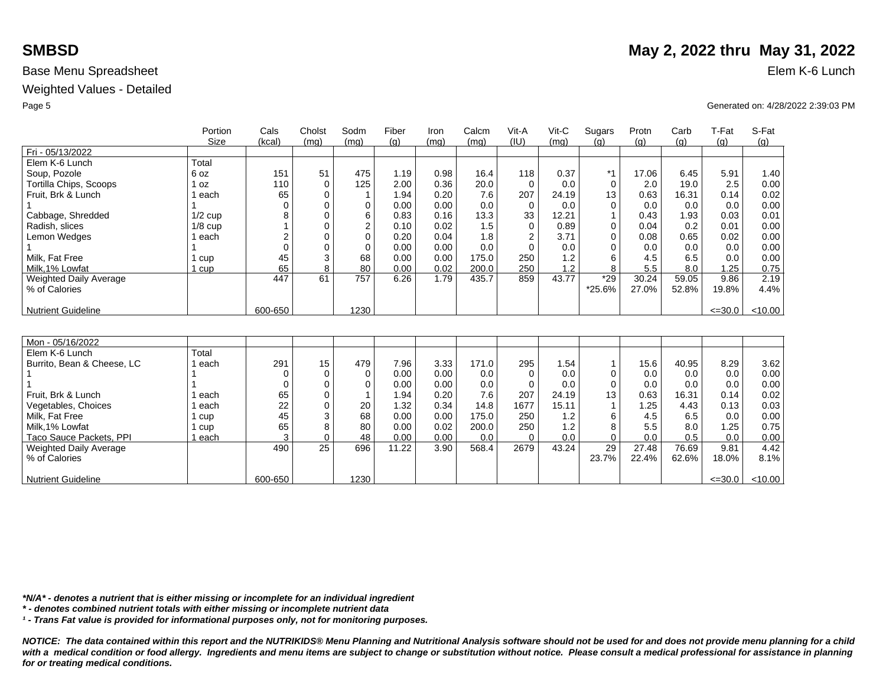# SMBSD

**May 2, 2022 thru May 31, 2022**

Base Menu Spreadsheet

Elem K-6 Lunch

Weighted Values - Detailed

Generated on: 4/28/2022 2:39:03 PM

| | Portion Size | Cals (kcal) | Cholst (mg) | Sodm (mg) | Fiber (g) | Iron (mg) | Calcm (mg) | Vit-A (IU) | Vit-C (mg) | Sugars (g) | Protn (g) | Carb (g) | T-Fat (g) | S-Fat (g) |
|---|---|---|---|---|---|---|---|---|---|---|---|---|---|---|
| Fri - 05/13/2022 | | | | | | | | | | | | | | |
| Elem K-6 Lunch | Total | | | | | | | | | | | | | |
| Soup, Pozole | 6 oz | 151 | 51 | 475 | 1.19 | 0.98 | 16.4 | 118 | 0.37 | *1 | 17.06 | 6.45 | 5.91 | 1.40 |
| Tortilla Chips, Scoops | 1 oz | 110 | 0 | 125 | 2.00 | 0.36 | 20.0 | 0 | 0.0 | 0 | 2.0 | 19.0 | 2.5 | 0.00 |
| Fruit, Brk & Lunch | 1 each | 65 | 0 | 1 | 1.94 | 0.20 | 7.6 | 207 | 24.19 | 13 | 0.63 | 16.31 | 0.14 | 0.02 |
| 1 | 1 | 0 | 0 | 0 | 0.00 | 0.00 | 0.0 | 0 | 0.0 | 0 | 0.0 | 0.0 | 0.0 | 0.00 |
| Cabbage, Shredded | 1/2 cup | 8 | 0 | 6 | 0.83 | 0.16 | 13.3 | 33 | 12.21 | 1 | 0.43 | 1.93 | 0.03 | 0.01 |
| Radish, slices | 1/8 cup | 1 | 0 | 2 | 0.10 | 0.02 | 1.5 | 0 | 0.89 | 0 | 0.04 | 0.2 | 0.01 | 0.00 |
| Lemon Wedges | 1 each | 2 | 0 | 0 | 0.20 | 0.04 | 1.8 | 2 | 3.71 | 0 | 0.08 | 0.65 | 0.02 | 0.00 |
| 1 | 1 | 0 | 0 | 0 | 0.00 | 0.00 | 0.0 | 0 | 0.0 | 0 | 0.0 | 0.0 | 0.0 | 0.00 |
| Milk, Fat Free | 1 cup | 45 | 3 | 68 | 0.00 | 0.00 | 175.0 | 250 | 1.2 | 6 | 4.5 | 6.5 | 0.0 | 0.00 |
| Milk,1% Lowfat | 1 cup | 65 | 8 | 80 | 0.00 | 0.02 | 200.0 | 250 | 1.2 | 8 | 5.5 | 8.0 | 1.25 | 0.75 |
| Weighted Daily Average | | 447 | 61 | 757 | 6.26 | 1.79 | 435.7 | 859 | 43.77 | *29 | 30.24 | 59.05 | 9.86 | 2.19 |
| % of Calories | | | | | | | | | | *25.6% | 27.0% | 52.8% | 19.8% | 4.4% |
| Nutrient Guideline | | 600-650 | | 1230 | | | | | | | | | <=30.0 | <10.00 |

| | Portion Size | Cals (kcal) | Cholst (mg) | Sodm (mg) | Fiber (g) | Iron (mg) | Calcm (mg) | Vit-A (IU) | Vit-C (mg) | Sugars (g) | Protn (g) | Carb (g) | T-Fat (g) | S-Fat (g) |
|---|---|---|---|---|---|---|---|---|---|---|---|---|---|---|
| Mon - 05/16/2022 | | | | | | | | | | | | | | |
| Elem K-6 Lunch | Total | | | | | | | | | | | | | |
| Burrito, Bean & Cheese, LC | 1 each | 291 | 15 | 479 | 7.96 | 3.33 | 171.0 | 295 | 1.54 | 1 | 15.6 | 40.95 | 8.29 | 3.62 |
| 1 | 1 | 0 | 0 | 0 | 0.00 | 0.00 | 0.0 | 0 | 0.0 | 0 | 0.0 | 0.0 | 0.0 | 0.00 |
| 1 | 1 | 0 | 0 | 0 | 0.00 | 0.00 | 0.0 | 0 | 0.0 | 0 | 0.0 | 0.0 | 0.0 | 0.00 |
| Fruit, Brk & Lunch | 1 each | 65 | 0 | 1 | 1.94 | 0.20 | 7.6 | 207 | 24.19 | 13 | 0.63 | 16.31 | 0.14 | 0.02 |
| Vegetables, Choices | 1 each | 22 | 0 | 20 | 1.32 | 0.34 | 14.8 | 1677 | 15.11 | 1 | 1.25 | 4.43 | 0.13 | 0.03 |
| Milk, Fat Free | 1 cup | 45 | 3 | 68 | 0.00 | 0.00 | 175.0 | 250 | 1.2 | 6 | 4.5 | 6.5 | 0.0 | 0.00 |
| Milk,1% Lowfat | 1 cup | 65 | 8 | 80 | 0.00 | 0.02 | 200.0 | 250 | 1.2 | 8 | 5.5 | 8.0 | 1.25 | 0.75 |
| Taco Sauce Packets, PPI | 1 each | 3 | 0 | 48 | 0.00 | 0.00 | 0.0 | 0 | 0.0 | 0 | 0.0 | 0.5 | 0.0 | 0.00 |
| Weighted Daily Average | | 490 | 25 | 696 | 11.22 | 3.90 | 568.4 | 2679 | 43.24 | 29 | 27.48 | 76.69 | 9.81 | 4.42 |
| % of Calories | | | | | | | | | | 23.7% | 22.4% | 62.6% | 18.0% | 8.1% |
| Nutrient Guideline | | 600-650 | | 1230 | | | | | | | | | <=30.0 | <10.00 |

***N/A* - denotes a nutrient that is either missing or incomplete for an individual ingredient***

***\* - denotes combined nutrient totals with either missing or incomplete nutrient data***

***¹ - Trans Fat value is provided for informational purposes only, not for monitoring purposes.***

***NOTICE: The data contained within this report and the NUTRIKIDS® Menu Planning and Nutritional Analysis software should not be used for and does not provide menu planning for a child with a medical condition or food allergy. Ingredients and menu items are subject to change or substitution without notice. Please consult a medical professional for assistance in planning for or treating medical conditions.***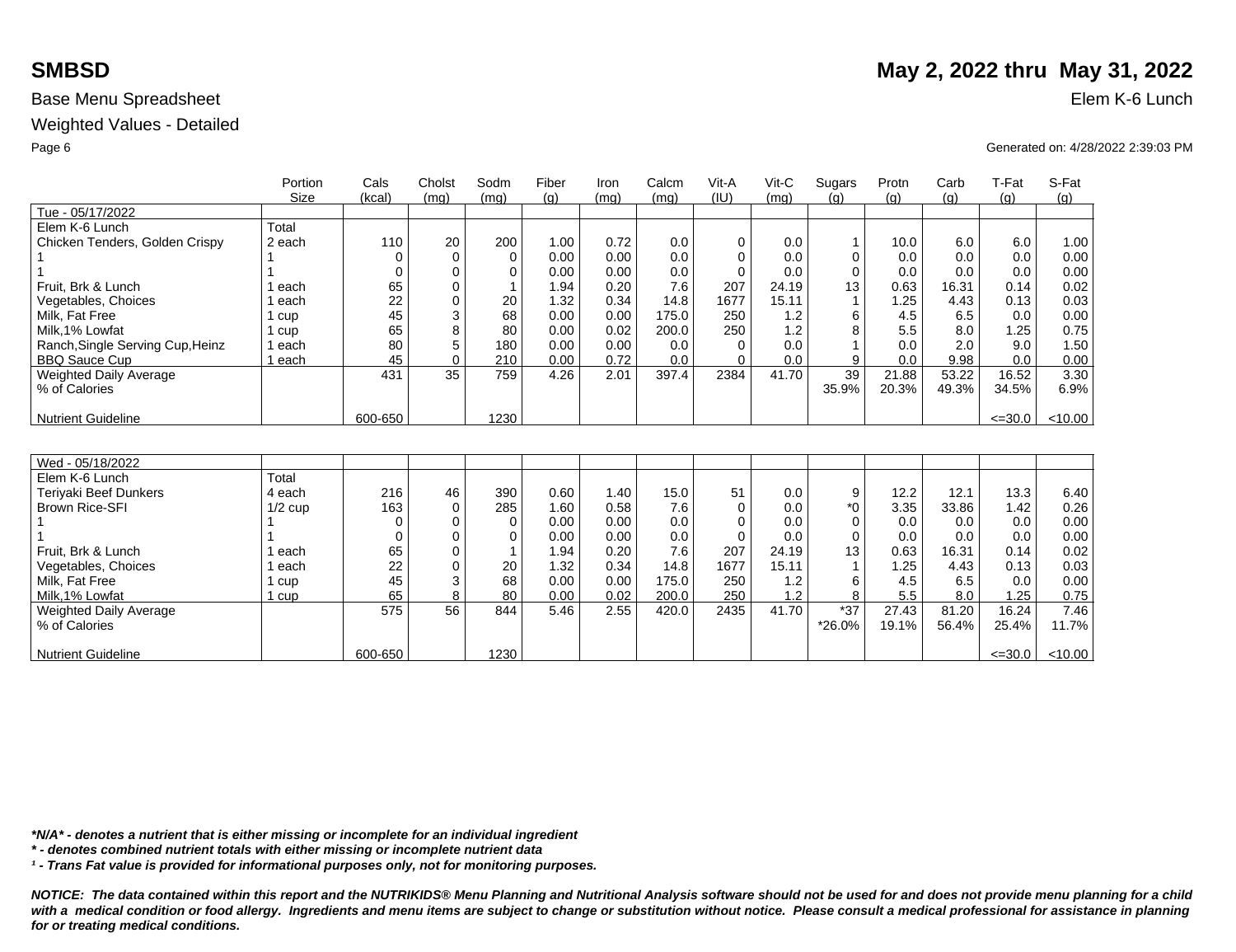**SMBSD** **May 2, 2022 thru May 31, 2022**

Base Menu Spreadsheet — Elem K-6 Lunch

Weighted Values - Detailed

Generated on: 4/28/2022 2:39:03 PM

| | Portion Size | Cals (kcal) | Cholst (mg) | Sodm (mg) | Fiber (g) | Iron (mg) | Calcm (mg) | Vit-A (IU) | Vit-C (mg) | Sugars (g) | Protn (g) | Carb (g) | T-Fat (g) | S-Fat (g) |
|---|---|---|---|---|---|---|---|---|---|---|---|---|---|---|
| Tue - 05/17/2022 | | | | | | | | | | | | | | |
| Elem K-6 Lunch | Total | | | | | | | | | | | | | |
| Chicken Tenders, Golden Crispy | 2 each | 110 | 20 | 200 | 1.00 | 0.72 | 0.0 | 0 | 0.0 | 1 | 10.0 | 6.0 | 6.0 | 1.00 |
| 1 | 1 | 0 | 0 | 0 | 0.00 | 0.00 | 0.0 | 0 | 0.0 | 0 | 0.0 | 0.0 | 0.0 | 0.00 |
| 1 | 1 | 0 | 0 | 0 | 0.00 | 0.00 | 0.0 | 0 | 0.0 | 0 | 0.0 | 0.0 | 0.0 | 0.00 |
| Fruit, Brk & Lunch | 1 each | 65 | 0 | 1 | 1.94 | 0.20 | 7.6 | 207 | 24.19 | 13 | 0.63 | 16.31 | 0.14 | 0.02 |
| Vegetables, Choices | 1 each | 22 | 0 | 20 | 1.32 | 0.34 | 14.8 | 1677 | 15.11 | 1 | 1.25 | 4.43 | 0.13 | 0.03 |
| Milk, Fat Free | 1 cup | 45 | 3 | 68 | 0.00 | 0.00 | 175.0 | 250 | 1.2 | 6 | 4.5 | 6.5 | 0.0 | 0.00 |
| Milk,1% Lowfat | 1 cup | 65 | 8 | 80 | 0.00 | 0.02 | 200.0 | 250 | 1.2 | 8 | 5.5 | 8.0 | 1.25 | 0.75 |
| Ranch,Single Serving Cup,Heinz | 1 each | 80 | 5 | 180 | 0.00 | 0.00 | 0.0 | 0 | 0.0 | 1 | 0.0 | 2.0 | 9.0 | 1.50 |
| BBQ Sauce Cup | 1 each | 45 | 0 | 210 | 0.00 | 0.72 | 0.0 | 0 | 0.0 | 9 | 0.0 | 9.98 | 0.0 | 0.00 |
| Weighted Daily Average | | 431 | 35 | 759 | 4.26 | 2.01 | 397.4 | 2384 | 41.70 | 39 | 21.88 | 53.22 | 16.52 | 3.30 |
| % of Calories | | | | | | | | | | 35.9% | 20.3% | 49.3% | 34.5% | 6.9% |
| Nutrient Guideline | | 600-650 | | 1230 | | | | | | | | | <=30.0 | <10.00 |

| | Portion Size | Cals (kcal) | Cholst (mg) | Sodm (mg) | Fiber (g) | Iron (mg) | Calcm (mg) | Vit-A (IU) | Vit-C (mg) | Sugars (g) | Protn (g) | Carb (g) | T-Fat (g) | S-Fat (g) |
|---|---|---|---|---|---|---|---|---|---|---|---|---|---|---|
| Wed - 05/18/2022 | | | | | | | | | | | | | | |
| Elem K-6 Lunch | Total | | | | | | | | | | | | | |
| Teriyaki Beef Dunkers | 4 each | 216 | 46 | 390 | 0.60 | 1.40 | 15.0 | 51 | 0.0 | 9 | 12.2 | 12.1 | 13.3 | 6.40 |
| Brown Rice-SFI | 1/2 cup | 163 | 0 | 285 | 1.60 | 0.58 | 7.6 | 0 | 0.0 | *0 | 3.35 | 33.86 | 1.42 | 0.26 |
| 1 | 1 | 0 | 0 | 0 | 0.00 | 0.00 | 0.0 | 0 | 0.0 | 0 | 0.0 | 0.0 | 0.0 | 0.00 |
| 1 | 1 | 0 | 0 | 0 | 0.00 | 0.00 | 0.0 | 0 | 0.0 | 0 | 0.0 | 0.0 | 0.0 | 0.00 |
| Fruit, Brk & Lunch | 1 each | 65 | 0 | 1 | 1.94 | 0.20 | 7.6 | 207 | 24.19 | 13 | 0.63 | 16.31 | 0.14 | 0.02 |
| Vegetables, Choices | 1 each | 22 | 0 | 20 | 1.32 | 0.34 | 14.8 | 1677 | 15.11 | 1 | 1.25 | 4.43 | 0.13 | 0.03 |
| Milk, Fat Free | 1 cup | 45 | 3 | 68 | 0.00 | 0.00 | 175.0 | 250 | 1.2 | 6 | 4.5 | 6.5 | 0.0 | 0.00 |
| Milk,1% Lowfat | 1 cup | 65 | 8 | 80 | 0.00 | 0.02 | 200.0 | 250 | 1.2 | 8 | 5.5 | 8.0 | 1.25 | 0.75 |
| Weighted Daily Average | | 575 | 56 | 844 | 5.46 | 2.55 | 420.0 | 2435 | 41.70 | *37 | 27.43 | 81.20 | 16.24 | 7.46 |
| % of Calories | | | | | | | | | | *26.0% | 19.1% | 56.4% | 25.4% | 11.7% |
| Nutrient Guideline | | 600-650 | | 1230 | | | | | | | | | <=30.0 | <10.00 |

***N/A* - denotes a nutrient that is either missing or incomplete for an individual ingredient***

***\* - denotes combined nutrient totals with either missing or incomplete nutrient data***

***¹ - Trans Fat value is provided for informational purposes only, not for monitoring purposes.***

***NOTICE: The data contained within this report and the NUTRIKIDS® Menu Planning and Nutritional Analysis software should not be used for and does not provide menu planning for a child with a medical condition or food allergy. Ingredients and menu items are subject to change or substitution without notice. Please consult a medical professional for assistance in planning for or treating medical conditions.***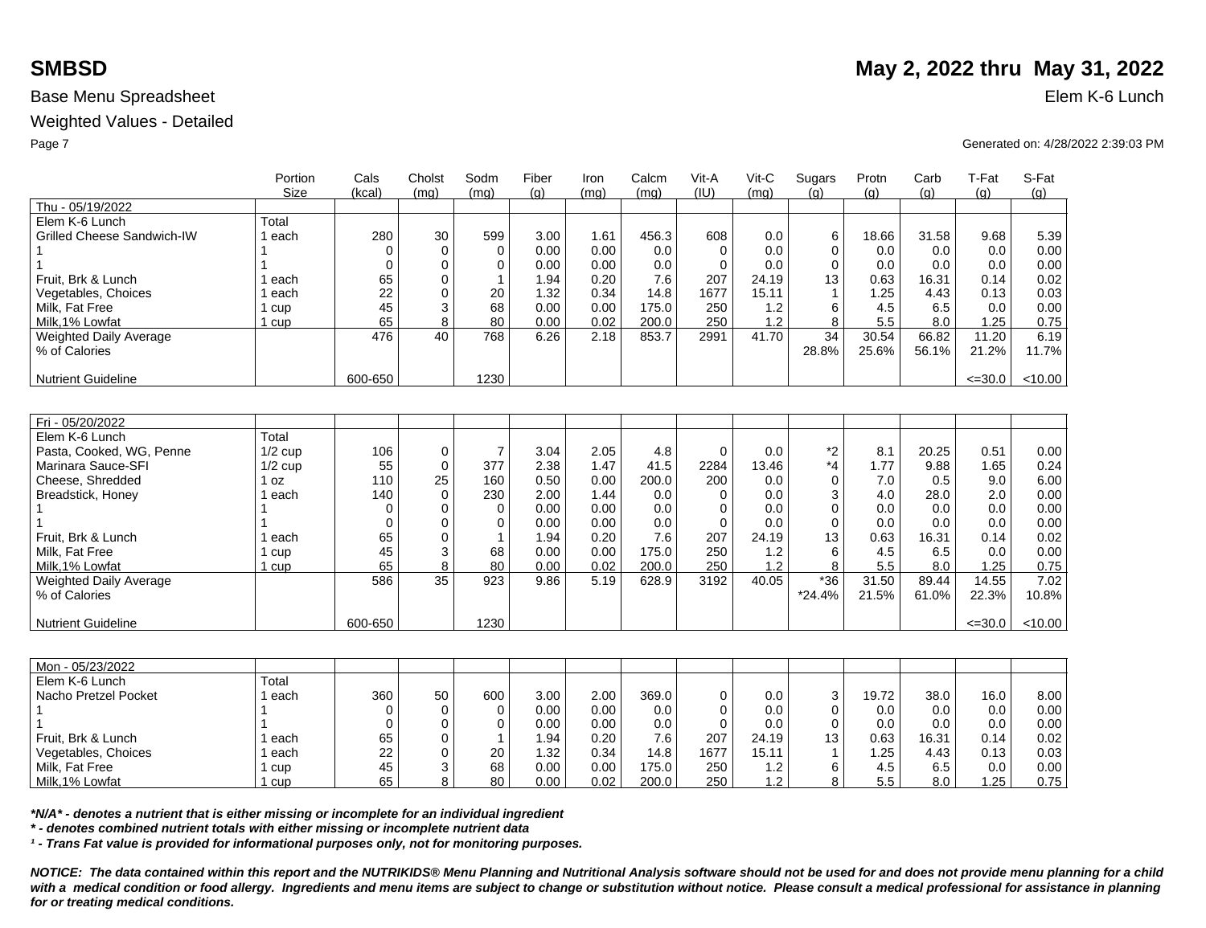**SMBSD** **May 2, 2022 thru May 31, 2022**

Base Menu Spreadsheet Elem K-6 Lunch

Weighted Values - Detailed

Generated on: 4/28/2022 2:39:03 PM

| | Portion Size | Cals (kcal) | Cholst (mg) | Sodm (mg) | Fiber (g) | Iron (mg) | Calcm (mg) | Vit-A (IU) | Vit-C (mg) | Sugars (g) | Protn (g) | Carb (g) | T-Fat (g) | S-Fat (g) |
|---|---|---|---|---|---|---|---|---|---|---|---|---|---|---|
| Thu - 05/19/2022 | | | | | | | | | | | | | | |
| Elem K-6 Lunch | Total | | | | | | | | | | | | | |
| Grilled Cheese Sandwich-IW | 1 each | 280 | 30 | 599 | 3.00 | 1.61 | 456.3 | 608 | 0.0 | 6 | 18.66 | 31.58 | 9.68 | 5.39 |
| 1 | 1 | 0 | 0 | 0 | 0.00 | 0.00 | 0.0 | 0 | 0.0 | 0 | 0.0 | 0.0 | 0.0 | 0.00 |
| 1 | 1 | 0 | 0 | 0 | 0.00 | 0.00 | 0.0 | 0 | 0.0 | 0 | 0.0 | 0.0 | 0.0 | 0.00 |
| Fruit, Brk & Lunch | 1 each | 65 | 0 | 1 | 1.94 | 0.20 | 7.6 | 207 | 24.19 | 13 | 0.63 | 16.31 | 0.14 | 0.02 |
| Vegetables, Choices | 1 each | 22 | 0 | 20 | 1.32 | 0.34 | 14.8 | 1677 | 15.11 | 1 | 1.25 | 4.43 | 0.13 | 0.03 |
| Milk, Fat Free | 1 cup | 45 | 3 | 68 | 0.00 | 0.00 | 175.0 | 250 | 1.2 | 6 | 4.5 | 6.5 | 0.0 | 0.00 |
| Milk,1% Lowfat | 1 cup | 65 | 8 | 80 | 0.00 | 0.02 | 200.0 | 250 | 1.2 | 8 | 5.5 | 8.0 | 1.25 | 0.75 |
| Weighted Daily Average | | 476 | 40 | 768 | 6.26 | 2.18 | 853.7 | 2991 | 41.70 | 34 | 30.54 | 66.82 | 11.20 | 6.19 |
| % of Calories | | | | | | | | | | 28.8% | 25.6% | 56.1% | 21.2% | 11.7% |
| Nutrient Guideline | | 600-650 | | 1230 | | | | | | | | | <=30.0 | <10.00 |

| | Portion Size | Cals (kcal) | Cholst (mg) | Sodm (mg) | Fiber (g) | Iron (mg) | Calcm (mg) | Vit-A (IU) | Vit-C (mg) | Sugars (g) | Protn (g) | Carb (g) | T-Fat (g) | S-Fat (g) |
|---|---|---|---|---|---|---|---|---|---|---|---|---|---|---|
| Fri - 05/20/2022 | | | | | | | | | | | | | | |
| Elem K-6 Lunch | Total | | | | | | | | | | | | | |
| Pasta, Cooked, WG, Penne | 1/2 cup | 106 | 0 | 7 | 3.04 | 2.05 | 4.8 | 0 | 0.0 | *2 | 8.1 | 20.25 | 0.51 | 0.00 |
| Marinara Sauce-SFI | 1/2 cup | 55 | 0 | 377 | 2.38 | 1.47 | 41.5 | 2284 | 13.46 | *4 | 1.77 | 9.88 | 1.65 | 0.24 |
| Cheese, Shredded | 1 oz | 110 | 25 | 160 | 0.50 | 0.00 | 200.0 | 200 | 0.0 | 0 | 7.0 | 0.5 | 9.0 | 6.00 |
| Breadstick, Honey | 1 each | 140 | 0 | 230 | 2.00 | 1.44 | 0.0 | 0 | 0.0 | 3 | 4.0 | 28.0 | 2.0 | 0.00 |
| 1 | 1 | 0 | 0 | 0 | 0.00 | 0.00 | 0.0 | 0 | 0.0 | 0 | 0.0 | 0.0 | 0.0 | 0.00 |
| 1 | 1 | 0 | 0 | 0 | 0.00 | 0.00 | 0.0 | 0 | 0.0 | 0 | 0.0 | 0.0 | 0.0 | 0.00 |
| Fruit, Brk & Lunch | 1 each | 65 | 0 | 1 | 1.94 | 0.20 | 7.6 | 207 | 24.19 | 13 | 0.63 | 16.31 | 0.14 | 0.02 |
| Milk, Fat Free | 1 cup | 45 | 3 | 68 | 0.00 | 0.00 | 175.0 | 250 | 1.2 | 6 | 4.5 | 6.5 | 0.0 | 0.00 |
| Milk,1% Lowfat | 1 cup | 65 | 8 | 80 | 0.00 | 0.02 | 200.0 | 250 | 1.2 | 8 | 5.5 | 8.0 | 1.25 | 0.75 |
| Weighted Daily Average | | 586 | 35 | 923 | 9.86 | 5.19 | 628.9 | 3192 | 40.05 | *36 | 31.50 | 89.44 | 14.55 | 7.02 |
| % of Calories | | | | | | | | | | *24.4% | 21.5% | 61.0% | 22.3% | 10.8% |
| Nutrient Guideline | | 600-650 | | 1230 | | | | | | | | | <=30.0 | <10.00 |

| | Portion Size | Cals (kcal) | Cholst (mg) | Sodm (mg) | Fiber (g) | Iron (mg) | Calcm (mg) | Vit-A (IU) | Vit-C (mg) | Sugars (g) | Protn (g) | Carb (g) | T-Fat (g) | S-Fat (g) |
|---|---|---|---|---|---|---|---|---|---|---|---|---|---|---|
| Mon - 05/23/2022 | | | | | | | | | | | | | | |
| Elem K-6 Lunch | Total | | | | | | | | | | | | | |
| Nacho Pretzel Pocket | 1 each | 360 | 50 | 600 | 3.00 | 2.00 | 369.0 | 0 | 0.0 | 3 | 19.72 | 38.0 | 16.0 | 8.00 |
| 1 | 1 | 0 | 0 | 0 | 0.00 | 0.00 | 0.0 | 0 | 0.0 | 0 | 0.0 | 0.0 | 0.0 | 0.00 |
| 1 | 1 | 0 | 0 | 0 | 0.00 | 0.00 | 0.0 | 0 | 0.0 | 0 | 0.0 | 0.0 | 0.0 | 0.00 |
| Fruit, Brk & Lunch | 1 each | 65 | 0 | 1 | 1.94 | 0.20 | 7.6 | 207 | 24.19 | 13 | 0.63 | 16.31 | 0.14 | 0.02 |
| Vegetables, Choices | 1 each | 22 | 0 | 20 | 1.32 | 0.34 | 14.8 | 1677 | 15.11 | 1 | 1.25 | 4.43 | 0.13 | 0.03 |
| Milk, Fat Free | 1 cup | 45 | 3 | 68 | 0.00 | 0.00 | 175.0 | 250 | 1.2 | 6 | 4.5 | 6.5 | 0.0 | 0.00 |
| Milk,1% Lowfat | 1 cup | 65 | 8 | 80 | 0.00 | 0.02 | 200.0 | 250 | 1.2 | 8 | 5.5 | 8.0 | 1.25 | 0.75 |

***N/A* - denotes a nutrient that is either missing or incomplete for an individual ingredient**

***** - denotes combined nutrient totals with either missing or incomplete nutrient data**

***¹ - Trans Fat value is provided for informational purposes only, not for monitoring purposes.***

***NOTICE: The data contained within this report and the NUTRIKIDS® Menu Planning and Nutritional Analysis software should not be used for and does not provide menu planning for a child with a medical condition or food allergy. Ingredients and menu items are subject to change or substitution without notice. Please consult a medical professional for assistance in planning for or treating medical conditions.***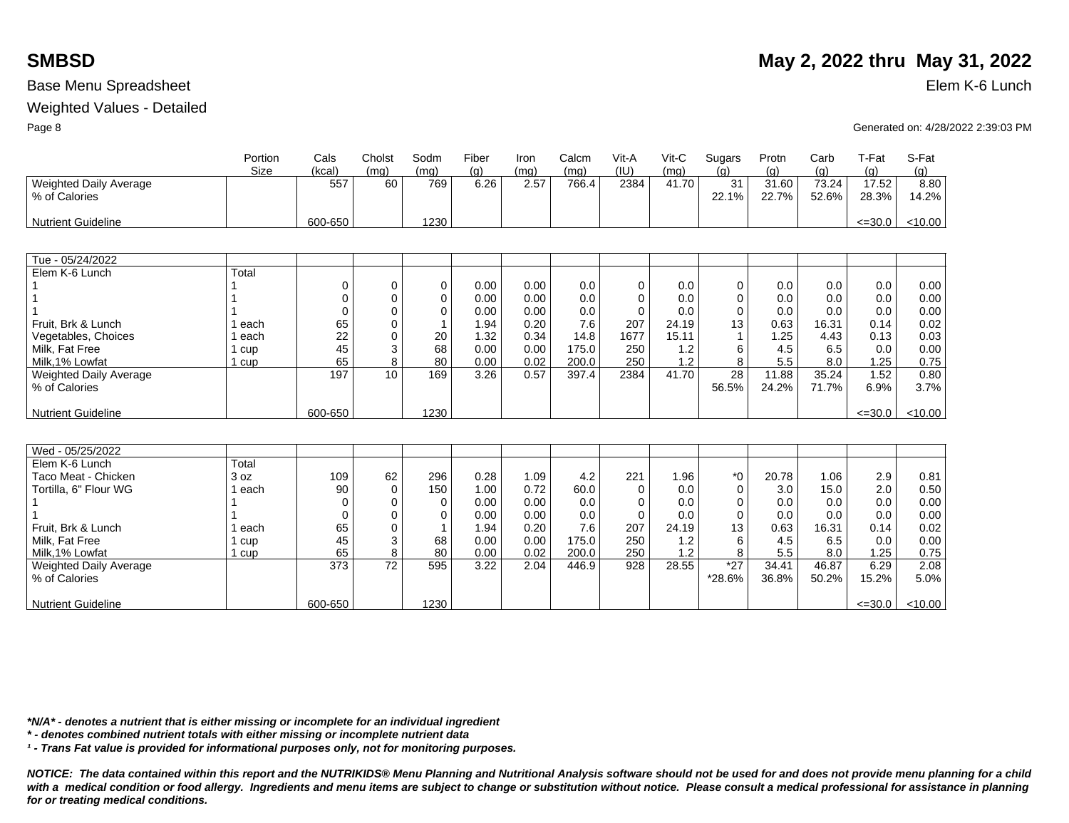# SMBSD

**May 2, 2022 thru May 31, 2022**

Base Menu Spreadsheet

Elem K-6 Lunch

Weighted Values - Detailed

Generated on: 4/28/2022 2:39:03 PM

| | Portion Size | Cals (kcal) | Cholst (mg) | Sodm (mg) | Fiber (g) | Iron (mg) | Calcm (mg) | Vit-A (IU) | Vit-C (mg) | Sugars (g) | Protn (g) | Carb (g) | T-Fat (g) | S-Fat (g) |
|---|---|---|---|---|---|---|---|---|---|---|---|---|---|---|
| Weighted Daily Average | | 557 | 60 | 769 | 6.26 | 2.57 | 766.4 | 2384 | 41.70 | 31 | 31.60 | 73.24 | 17.52 | 8.80 |
| % of Calories | | | | | | | | | | 22.1% | 22.7% | 52.6% | 28.3% | 14.2% |
| Nutrient Guideline | | 600-650 | | 1230 | | | | | | | | | <=30.0 | <10.00 |

| Tue - 05/24/2022 | Portion Size | Cals (kcal) | Cholst (mg) | Sodm (mg) | Fiber (g) | Iron (mg) | Calcm (mg) | Vit-A (IU) | Vit-C (mg) | Sugars (g) | Protn (g) | Carb (g) | T-Fat (g) | S-Fat (g) |
|---|---|---|---|---|---|---|---|---|---|---|---|---|---|---|
| Elem K-6 Lunch | Total | | | | | | | | | | | | | |
| 1 | 1 | 0 | 0 | 0 | 0.00 | 0.00 | 0.0 | 0 | 0.0 | 0 | 0.0 | 0.0 | 0.0 | 0.00 |
| 1 | 1 | 0 | 0 | 0 | 0.00 | 0.00 | 0.0 | 0 | 0.0 | 0 | 0.0 | 0.0 | 0.0 | 0.00 |
| 1 | 1 | 0 | 0 | 0 | 0.00 | 0.00 | 0.0 | 0 | 0.0 | 0 | 0.0 | 0.0 | 0.0 | 0.00 |
| Fruit, Brk & Lunch | 1 each | 65 | 0 | 1 | 1.94 | 0.20 | 7.6 | 207 | 24.19 | 13 | 0.63 | 16.31 | 0.14 | 0.02 |
| Vegetables, Choices | 1 each | 22 | 0 | 20 | 1.32 | 0.34 | 14.8 | 1677 | 15.11 | 1 | 1.25 | 4.43 | 0.13 | 0.03 |
| Milk, Fat Free | 1 cup | 45 | 3 | 68 | 0.00 | 0.00 | 175.0 | 250 | 1.2 | 6 | 4.5 | 6.5 | 0.0 | 0.00 |
| Milk,1% Lowfat | 1 cup | 65 | 8 | 80 | 0.00 | 0.02 | 200.0 | 250 | 1.2 | 8 | 5.5 | 8.0 | 1.25 | 0.75 |
| Weighted Daily Average | | 197 | 10 | 169 | 3.26 | 0.57 | 397.4 | 2384 | 41.70 | 28 | 11.88 | 35.24 | 1.52 | 0.80 |
| % of Calories | | | | | | | | | | 56.5% | 24.2% | 71.7% | 6.9% | 3.7% |
| Nutrient Guideline | | 600-650 | | 1230 | | | | | | | | | <=30.0 | <10.00 |

| Wed - 05/25/2022 | Portion Size | Cals (kcal) | Cholst (mg) | Sodm (mg) | Fiber (g) | Iron (mg) | Calcm (mg) | Vit-A (IU) | Vit-C (mg) | Sugars (g) | Protn (g) | Carb (g) | T-Fat (g) | S-Fat (g) |
|---|---|---|---|---|---|---|---|---|---|---|---|---|---|---|
| Elem K-6 Lunch | Total | | | | | | | | | | | | | |
| Taco Meat - Chicken | 3 oz | 109 | 62 | 296 | 0.28 | 1.09 | 4.2 | 221 | 1.96 | *0 | 20.78 | 1.06 | 2.9 | 0.81 |
| Tortilla, 6" Flour WG | 1 each | 90 | 0 | 150 | 1.00 | 0.72 | 60.0 | 0 | 0.0 | 0 | 3.0 | 15.0 | 2.0 | 0.50 |
| 1 | 1 | 0 | 0 | 0 | 0.00 | 0.00 | 0.0 | 0 | 0.0 | 0 | 0.0 | 0.0 | 0.0 | 0.00 |
| 1 | 1 | 0 | 0 | 0 | 0.00 | 0.00 | 0.0 | 0 | 0.0 | 0 | 0.0 | 0.0 | 0.0 | 0.00 |
| Fruit, Brk & Lunch | 1 each | 65 | 0 | 1 | 1.94 | 0.20 | 7.6 | 207 | 24.19 | 13 | 0.63 | 16.31 | 0.14 | 0.02 |
| Milk, Fat Free | 1 cup | 45 | 3 | 68 | 0.00 | 0.00 | 175.0 | 250 | 1.2 | 6 | 4.5 | 6.5 | 0.0 | 0.00 |
| Milk,1% Lowfat | 1 cup | 65 | 8 | 80 | 0.00 | 0.02 | 200.0 | 250 | 1.2 | 8 | 5.5 | 8.0 | 1.25 | 0.75 |
| Weighted Daily Average | | 373 | 72 | 595 | 3.22 | 2.04 | 446.9 | 928 | 28.55 | *27 | 34.41 | 46.87 | 6.29 | 2.08 |
| % of Calories | | | | | | | | | | *28.6% | 36.8% | 50.2% | 15.2% | 5.0% |
| Nutrient Guideline | | 600-650 | | 1230 | | | | | | | | | <=30.0 | <10.00 |

***N/A* - denotes a nutrient that is either missing or incomplete for an individual ingredient***

***\* - denotes combined nutrient totals with either missing or incomplete nutrient data***

***¹ - Trans Fat value is provided for informational purposes only, not for monitoring purposes.***

***NOTICE: The data contained within this report and the NUTRIKIDS® Menu Planning and Nutritional Analysis software should not be used for and does not provide menu planning for a child with a medical condition or food allergy. Ingredients and menu items are subject to change or substitution without notice. Please consult a medical professional for assistance in planning for or treating medical conditions.***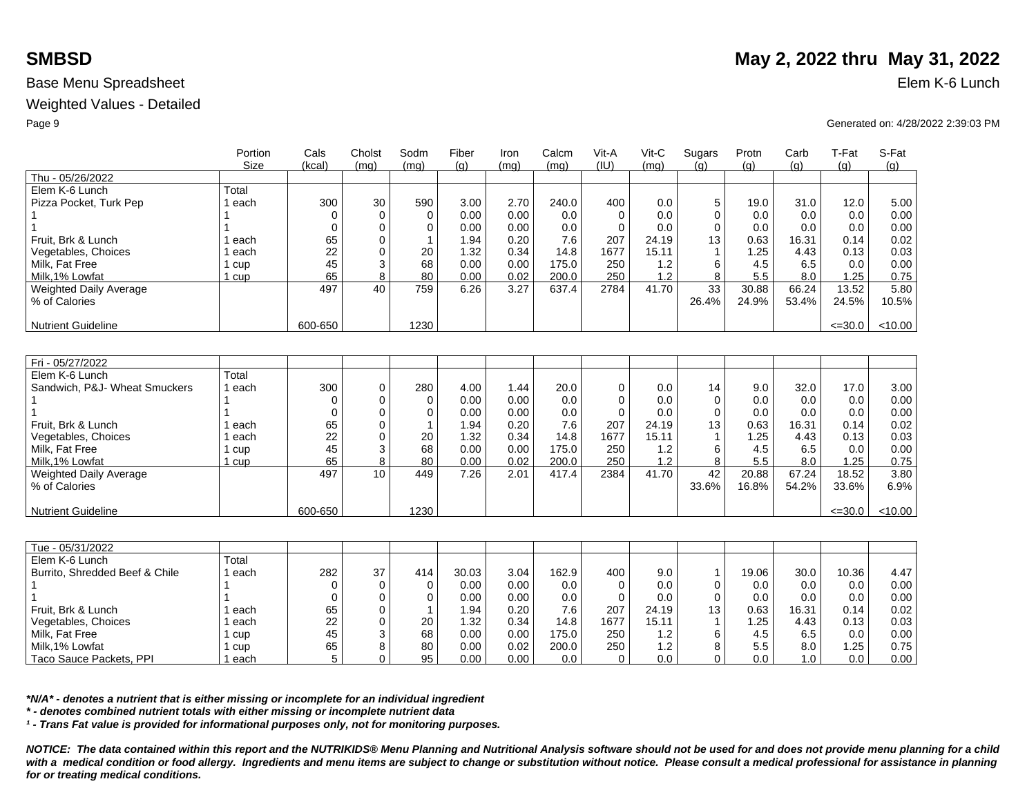**SMBSD** **May 2, 2022 thru May 31, 2022**

Base Menu Spreadsheet Elem K-6 Lunch

Weighted Values - Detailed

Generated on: 4/28/2022 2:39:03 PM

| | Portion Size | Cals (kcal) | Cholst (mg) | Sodm (mg) | Fiber (g) | Iron (mg) | Calcm (mg) | Vit-A (IU) | Vit-C (mg) | Sugars (g) | Protn (g) | Carb (g) | T-Fat (g) | S-Fat (g) |
|---|---|---|---|---|---|---|---|---|---|---|---|---|---|---|
| Thu - 05/26/2022 | | | | | | | | | | | | | | |
| Elem K-6 Lunch | Total | | | | | | | | | | | | | |
| Pizza Pocket, Turk Pep | 1 each | 300 | 30 | 590 | 3.00 | 2.70 | 240.0 | 400 | 0.0 | 5 | 19.0 | 31.0 | 12.0 | 5.00 |
| 1 | 1 | 0 | 0 | 0 | 0.00 | 0.00 | 0.0 | 0 | 0.0 | 0 | 0.0 | 0.0 | 0.0 | 0.00 |
| 1 | 1 | 0 | 0 | 0 | 0.00 | 0.00 | 0.0 | 0 | 0.0 | 0 | 0.0 | 0.0 | 0.0 | 0.00 |
| Fruit, Brk & Lunch | 1 each | 65 | 0 | 1 | 1.94 | 0.20 | 7.6 | 207 | 24.19 | 13 | 0.63 | 16.31 | 0.14 | 0.02 |
| Vegetables, Choices | 1 each | 22 | 0 | 20 | 1.32 | 0.34 | 14.8 | 1677 | 15.11 | 1 | 1.25 | 4.43 | 0.13 | 0.03 |
| Milk, Fat Free | 1 cup | 45 | 3 | 68 | 0.00 | 0.00 | 175.0 | 250 | 1.2 | 6 | 4.5 | 6.5 | 0.0 | 0.00 |
| Milk,1% Lowfat | 1 cup | 65 | 8 | 80 | 0.00 | 0.02 | 200.0 | 250 | 1.2 | 8 | 5.5 | 8.0 | 1.25 | 0.75 |
| Weighted Daily Average | | 497 | 40 | 759 | 6.26 | 3.27 | 637.4 | 2784 | 41.70 | 33 | 30.88 | 66.24 | 13.52 | 5.80 |
| % of Calories | | | | | | | | | | 26.4% | 24.9% | 53.4% | 24.5% | 10.5% |
| Nutrient Guideline | | 600-650 | | 1230 | | | | | | | | | <=30.0 | <10.00 |
| Fri - 05/27/2022 | | | | | | | | | | | | | | |
| Elem K-6 Lunch | Total | | | | | | | | | | | | | |
| Sandwich, P&J- Wheat Smuckers | 1 each | 300 | 0 | 280 | 4.00 | 1.44 | 20.0 | 0 | 0.0 | 14 | 9.0 | 32.0 | 17.0 | 3.00 |
| 1 | 1 | 0 | 0 | 0 | 0.00 | 0.00 | 0.0 | 0 | 0.0 | 0 | 0.0 | 0.0 | 0.0 | 0.00 |
| 1 | 1 | 0 | 0 | 0 | 0.00 | 0.00 | 0.0 | 0 | 0.0 | 0 | 0.0 | 0.0 | 0.0 | 0.00 |
| Fruit, Brk & Lunch | 1 each | 65 | 0 | 1 | 1.94 | 0.20 | 7.6 | 207 | 24.19 | 13 | 0.63 | 16.31 | 0.14 | 0.02 |
| Vegetables, Choices | 1 each | 22 | 0 | 20 | 1.32 | 0.34 | 14.8 | 1677 | 15.11 | 1 | 1.25 | 4.43 | 0.13 | 0.03 |
| Milk, Fat Free | 1 cup | 45 | 3 | 68 | 0.00 | 0.00 | 175.0 | 250 | 1.2 | 6 | 4.5 | 6.5 | 0.0 | 0.00 |
| Milk,1% Lowfat | 1 cup | 65 | 8 | 80 | 0.00 | 0.02 | 200.0 | 250 | 1.2 | 8 | 5.5 | 8.0 | 1.25 | 0.75 |
| Weighted Daily Average | | 497 | 10 | 449 | 7.26 | 2.01 | 417.4 | 2384 | 41.70 | 42 | 20.88 | 67.24 | 18.52 | 3.80 |
| % of Calories | | | | | | | | | | 33.6% | 16.8% | 54.2% | 33.6% | 6.9% |
| Nutrient Guideline | | 600-650 | | 1230 | | | | | | | | | <=30.0 | <10.00 |
| Tue - 05/31/2022 | | | | | | | | | | | | | | |
| Elem K-6 Lunch | Total | | | | | | | | | | | | | |
| Burrito, Shredded Beef & Chile | 1 each | 282 | 37 | 414 | 30.03 | 3.04 | 162.9 | 400 | 9.0 | 1 | 19.06 | 30.0 | 10.36 | 4.47 |
| 1 | 1 | 0 | 0 | 0 | 0.00 | 0.00 | 0.0 | 0 | 0.0 | 0 | 0.0 | 0.0 | 0.0 | 0.00 |
| 1 | 1 | 0 | 0 | 0 | 0.00 | 0.00 | 0.0 | 0 | 0.0 | 0 | 0.0 | 0.0 | 0.0 | 0.00 |
| Fruit, Brk & Lunch | 1 each | 65 | 0 | 1 | 1.94 | 0.20 | 7.6 | 207 | 24.19 | 13 | 0.63 | 16.31 | 0.14 | 0.02 |
| Vegetables, Choices | 1 each | 22 | 0 | 20 | 1.32 | 0.34 | 14.8 | 1677 | 15.11 | 1 | 1.25 | 4.43 | 0.13 | 0.03 |
| Milk, Fat Free | 1 cup | 45 | 3 | 68 | 0.00 | 0.00 | 175.0 | 250 | 1.2 | 6 | 4.5 | 6.5 | 0.0 | 0.00 |
| Milk,1% Lowfat | 1 cup | 65 | 8 | 80 | 0.00 | 0.02 | 200.0 | 250 | 1.2 | 8 | 5.5 | 8.0 | 1.25 | 0.75 |
| Taco Sauce Packets, PPI | 1 each | 5 | 0 | 95 | 0.00 | 0.00 | 0.0 | 0 | 0.0 | 0 | 0.0 | 1.0 | 0.0 | 0.00 |

***N/A* - denotes a nutrient that is either missing or incomplete for an individual ingredient**

*** - denotes combined nutrient totals with either missing or incomplete nutrient data**

***¹ - Trans Fat value is provided for informational purposes only, not for monitoring purposes.***

***NOTICE: The data contained within this report and the NUTRIKIDS® Menu Planning and Nutritional Analysis software should not be used for and does not provide menu planning for a child with a medical condition or food allergy. Ingredients and menu items are subject to change or substitution without notice. Please consult a medical professional for assistance in planning for or treating medical conditions.***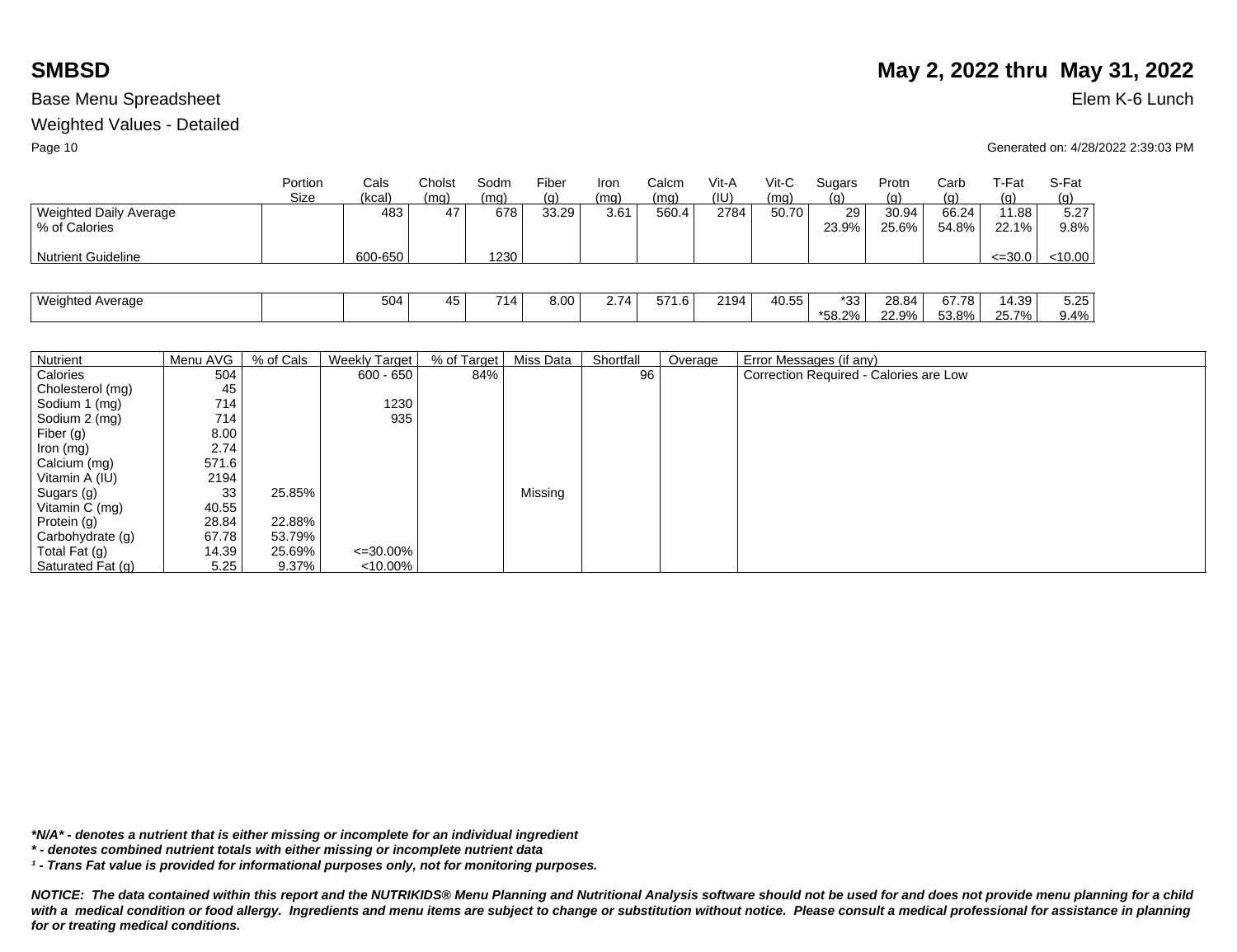# SMBSD

## May 2, 2022 thru May 31, 2022

Base Menu Spreadsheet

Elem K-6 Lunch

Weighted Values - Detailed

Generated on: 4/28/2022 2:39:03 PM

| | Portion Size | Cals (kcal) | Cholst (mg) | Sodm (mg) | Fiber (g) | Iron (mg) | Calcm (mg) | Vit-A (IU) | Vit-C (mg) | Sugars (g) | Protn (g) | Carb (g) | T-Fat (g) | S-Fat (g) |
|---|---|---|---|---|---|---|---|---|---|---|---|---|---|---|
| Weighted Daily Average | | 483 | 47 | 678 | 33.29 | 3.61 | 560.4 | 2784 | 50.70 | 29 | 30.94 | 66.24 | 11.88 | 5.27 |
| % of Calories | | | | | | | | | | 23.9% | 25.6% | 54.8% | 22.1% | 9.8% |
| Nutrient Guideline | | 600-650 | | 1230 | | | | | | | | | <=30.0 | <10.00 |

| | Portion Size | Cals (kcal) | Cholst (mg) | Sodm (mg) | Fiber (g) | Iron (mg) | Calcm (mg) | Vit-A (IU) | Vit-C (mg) | Sugars (g) | Protn (g) | Carb (g) | T-Fat (g) | S-Fat (g) |
|---|---|---|---|---|---|---|---|---|---|---|---|---|---|---|
| Weighted Average | | 504 | 45 | 714 | 8.00 | 2.74 | 571.6 | 2194 | 40.55 | *33 | 28.84 | 67.78 | 14.39 | 5.25 |
| | | | | | | | | | | *58.2% | 22.9% | 53.8% | 25.7% | 9.4% |

| Nutrient | Menu AVG | % of Cals | Weekly Target | % of Target | Miss Data | Shortfall | Overage | Error Messages (if any) |
|---|---|---|---|---|---|---|---|---|
| Calories | 504 | | 600 - 650 | 84% | | 96 | | Correction Required - Calories are Low |
| Cholesterol (mg) | 45 | | | | | | | |
| Sodium 1 (mg) | 714 | | 1230 | | | | | |
| Sodium 2 (mg) | 714 | | 935 | | | | | |
| Fiber (g) | 8.00 | | | | | | | |
| Iron (mg) | 2.74 | | | | | | | |
| Calcium (mg) | 571.6 | | | | | | | |
| Vitamin A (IU) | 2194 | | | | | | | |
| Sugars (g) | 33 | 25.85% | | | Missing | | | |
| Vitamin C (mg) | 40.55 | | | | | | | |
| Protein (g) | 28.84 | 22.88% | | | | | | |
| Carbohydrate (g) | 67.78 | 53.79% | | | | | | |
| Total Fat (g) | 14.39 | 25.69% | <=30.00% | | | | | |
| Saturated Fat (g) | 5.25 | 9.37% | <10.00% | | | | | |

***N/A* - denotes a nutrient that is either missing or incomplete for an individual ingredient**

***\* - denotes combined nutrient totals with either missing or incomplete nutrient data***

***¹ - Trans Fat value is provided for informational purposes only, not for monitoring purposes.***

***NOTICE: The data contained within this report and the NUTRIKIDS® Menu Planning and Nutritional Analysis software should not be used for and does not provide menu planning for a child with a medical condition or food allergy. Ingredients and menu items are subject to change or substitution without notice. Please consult a medical professional for assistance in planning for or treating medical conditions.***